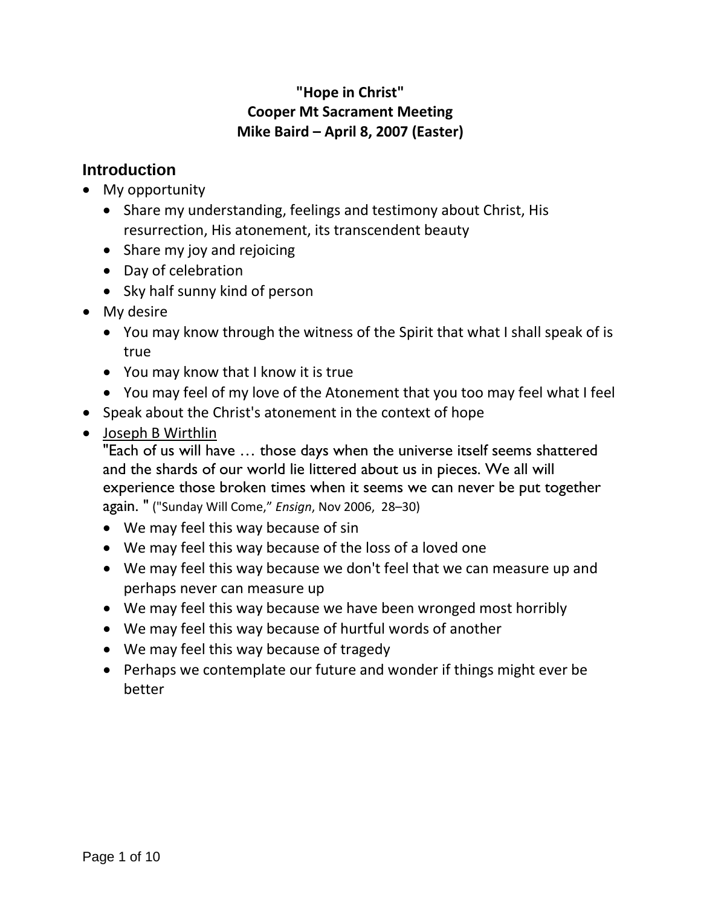**"Hope in Christ"**
**Cooper Mt Sacrament Meeting**
**Mike Baird – April 8, 2007 (Easter)**

## Introduction

- My opportunity
  - Share my understanding, feelings and testimony about Christ, His resurrection, His atonement, its transcendent beauty
  - Share my joy and rejoicing
  - Day of celebration
  - Sky half sunny kind of person
- My desire
  - You may know through the witness of the Spirit that what I shall speak of is true
  - You may know that I know it is true
  - You may feel of my love of the Atonement that you too may feel what I feel
- Speak about the Christ's atonement in the context of hope
- Joseph B Wirthlin
  "Each of us will have … those days when the universe itself seems shattered and the shards of our world lie littered about us in pieces. We all will experience those broken times when it seems we can never be put together again. " ("Sunday Will Come," *Ensign*, Nov 2006, 28–30)
  - We may feel this way because of sin
  - We may feel this way because of the loss of a loved one
  - We may feel this way because we don't feel that we can measure up and perhaps never can measure up
  - We may feel this way because we have been wronged most horribly
  - We may feel this way because of hurtful words of another
  - We may feel this way because of tragedy
  - Perhaps we contemplate our future and wonder if things might ever be better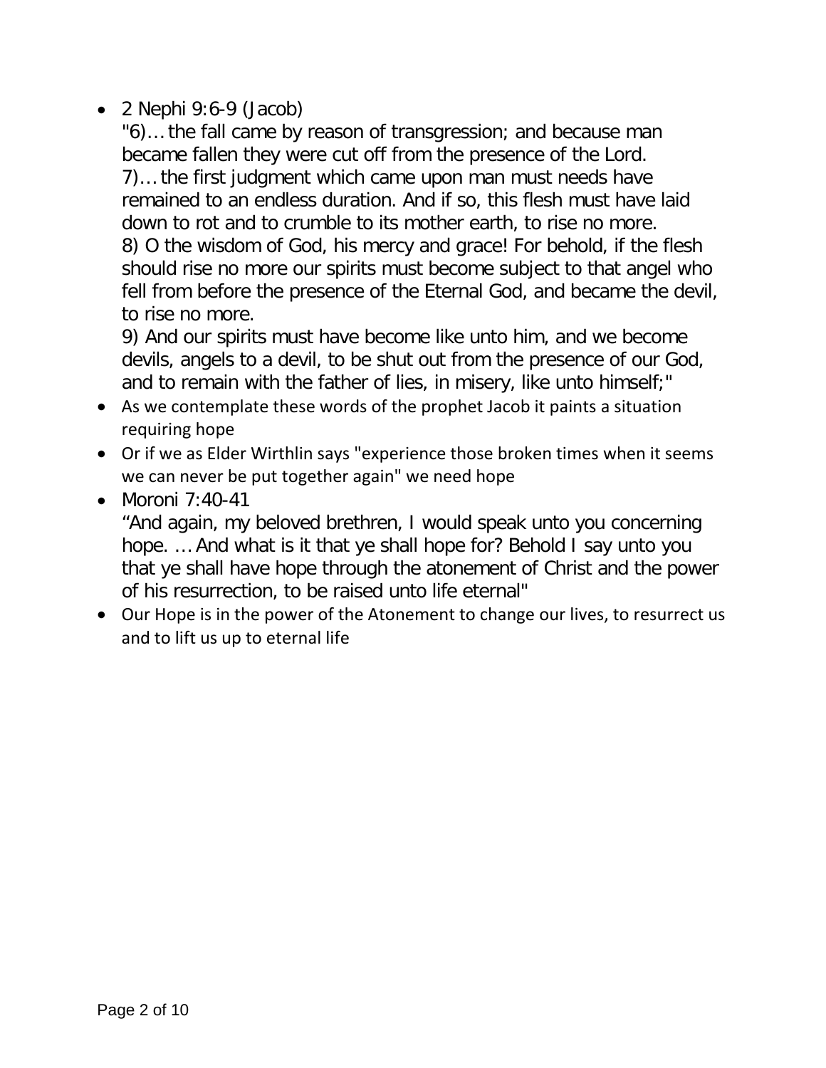- 2 Nephi 9:6-9 (Jacob)
  "6)… the fall came by reason of transgression; and because man became fallen they were cut off from the presence of the Lord.
  7)… the first judgment which came upon man must needs have remained to an endless duration. And if so, this flesh must have laid down to rot and to crumble to its mother earth, to rise no more.
  8) O the wisdom of God, his mercy and grace! For behold, if the flesh should rise no more our spirits must become subject to that angel who fell from before the presence of the Eternal God, and became the devil, to rise no more.
  9) And our spirits must have become like unto him, and we become devils, angels to a devil, to be shut out from the presence of our God, and to remain with the father of lies, in misery, like unto himself;"
- As we contemplate these words of the prophet Jacob it paints a situation requiring hope
- Or if we as Elder Wirthlin says "experience those broken times when it seems we can never be put together again" we need hope
- Moroni 7:40-41
  “And again, my beloved brethren, I would speak unto you concerning hope. … And what is it that ye shall hope for? Behold I say unto you that ye shall have hope through the atonement of Christ and the power of his resurrection, to be raised unto life eternal"
- Our Hope is in the power of the Atonement to change our lives, to resurrect us and to lift us up to eternal life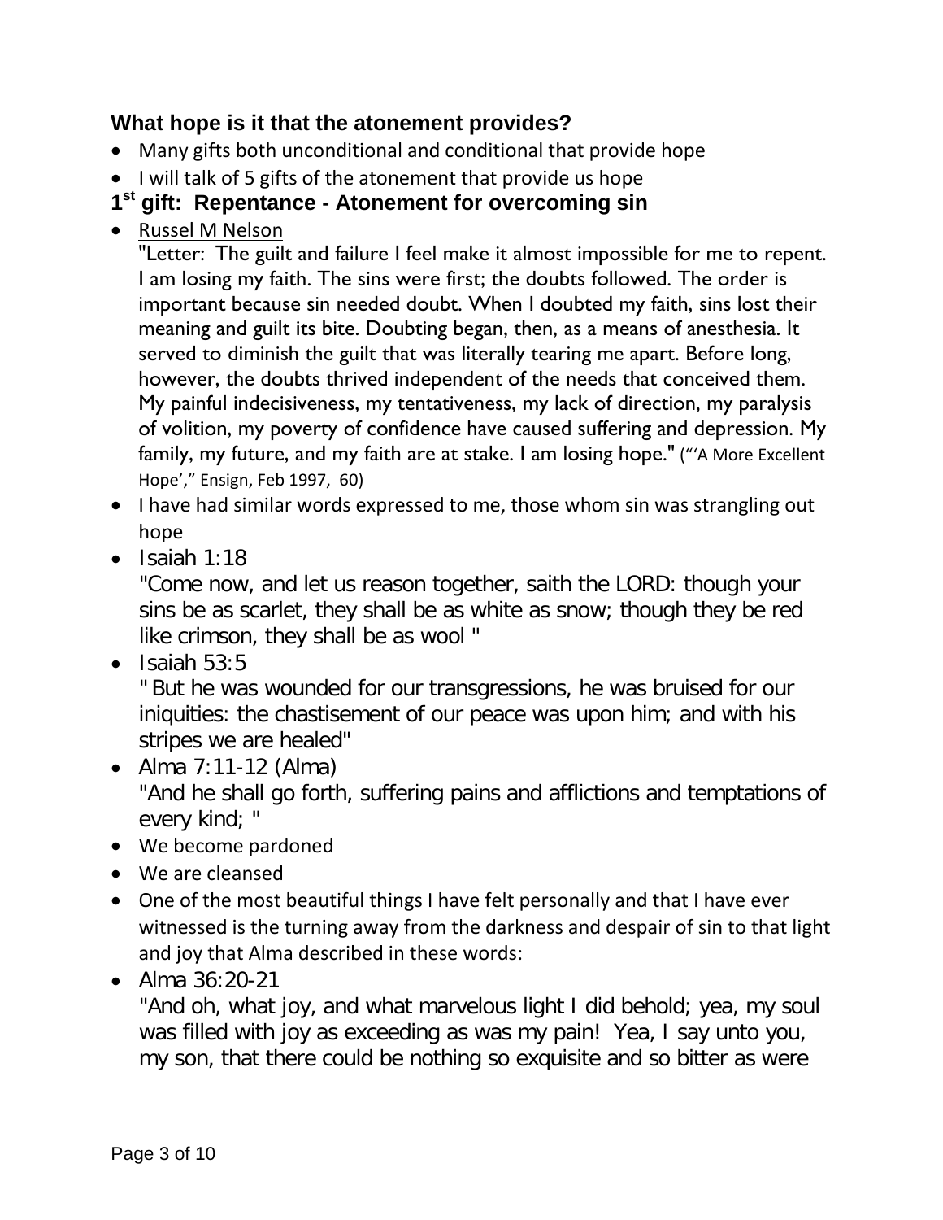### What hope is it that the atonement provides?

- Many gifts both unconditional and conditional that provide hope
- I will talk of 5 gifts of the atonement that provide us hope

### 1st gift: Repentance - Atonement for overcoming sin

- Russel M Nelson
  "Letter: The guilt and failure I feel make it almost impossible for me to repent. I am losing my faith. The sins were first; the doubts followed. The order is important because sin needed doubt. When I doubted my faith, sins lost their meaning and guilt its bite. Doubting began, then, as a means of anesthesia. It served to diminish the guilt that was literally tearing me apart. Before long, however, the doubts thrived independent of the needs that conceived them. My painful indecisiveness, my tentativeness, my lack of direction, my paralysis of volition, my poverty of confidence have caused suffering and depression. My family, my future, and my faith are at stake. I am losing hope." ("'A More Excellent Hope'," Ensign, Feb 1997, 60)
- I have had similar words expressed to me, those whom sin was strangling out hope
- Isaiah 1:18
  "Come now, and let us reason together, saith the LORD: though your sins be as scarlet, they shall be as white as snow; though they be red like crimson, they shall be as wool "
- Isaiah 53:5
  " But he was wounded for our transgressions, he was bruised for our iniquities: the chastisement of our peace was upon him; and with his stripes we are healed"
- Alma 7:11-12 (Alma)
  "And he shall go forth, suffering pains and afflictions and temptations of every kind; "
- We become pardoned
- We are cleansed
- One of the most beautiful things I have felt personally and that I have ever witnessed is the turning away from the darkness and despair of sin to that light and joy that Alma described in these words:
- Alma 36:20-21
  "And oh, what joy, and what marvelous light I did behold; yea, my soul was filled with joy as exceeding as was my pain! Yea, I say unto you, my son, that there could be nothing so exquisite and so bitter as were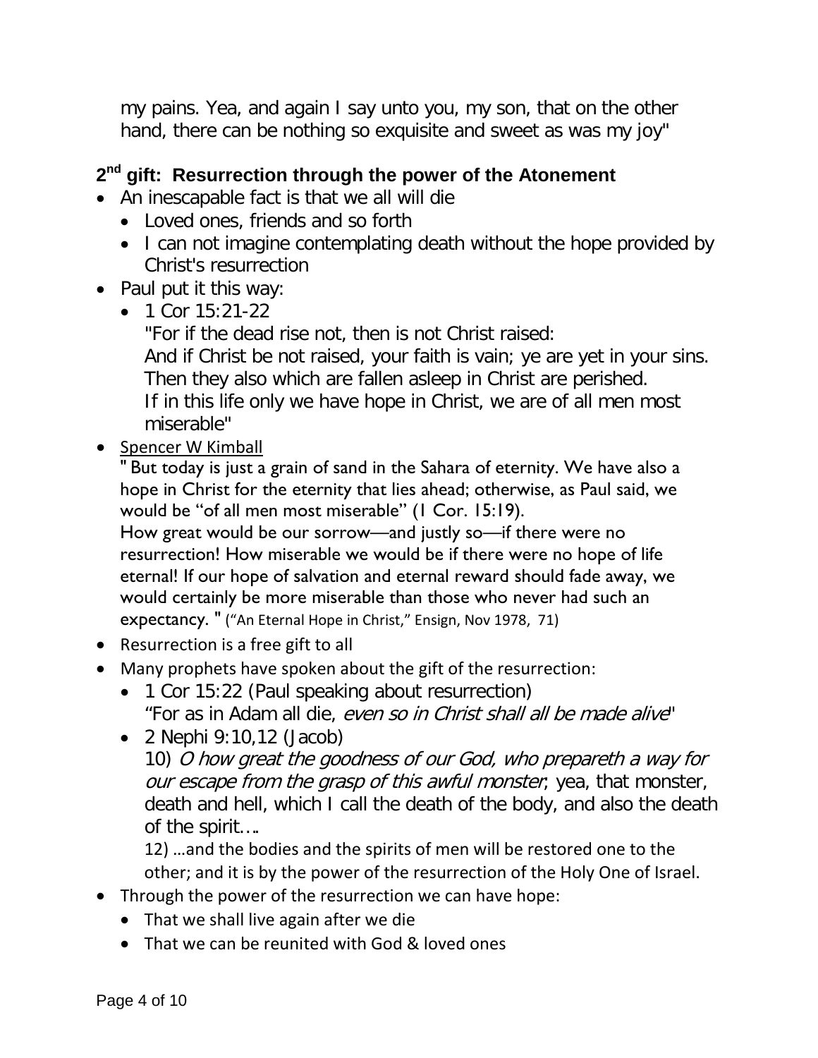my pains. Yea, and again I say unto you, my son, that on the other hand, there can be nothing so exquisite and sweet as was my joy"

### 2nd gift: Resurrection through the power of the Atonement

- An inescapable fact is that we all will die
  - Loved ones, friends and so forth
  - I can not imagine contemplating death without the hope provided by Christ's resurrection
- Paul put it this way:
  - 1 Cor 15:21-22
    "For if the dead rise not, then is not Christ raised:
    And if Christ be not raised, your faith is vain; ye are yet in your sins.
    Then they also which are fallen asleep in Christ are perished.
    If in this life only we have hope in Christ, we are of all men most miserable"
- Spencer W Kimball
  " But today is just a grain of sand in the Sahara of eternity. We have also a hope in Christ for the eternity that lies ahead; otherwise, as Paul said, we would be "of all men most miserable" (1 Cor. 15:19).
  How great would be our sorrow—and justly so—if there were no resurrection! How miserable we would be if there were no hope of life eternal! If our hope of salvation and eternal reward should fade away, we would certainly be more miserable than those who never had such an expectancy. " ("An Eternal Hope in Christ," Ensign, Nov 1978, 71)
- Resurrection is a free gift to all
- Many prophets have spoken about the gift of the resurrection:
  - 1 Cor 15:22 (Paul speaking about resurrection)
    "For as in Adam all die, *even so in Christ shall all be made alive*"
  - 2 Nephi 9:10,12 (Jacob)
    10) *O how great the goodness of our God, who prepareth a way for our escape from the grasp of this awful monster*; yea, that monster, death and hell, which I call the death of the body, and also the death of the spirit….
    12) …and the bodies and the spirits of men will be restored one to the other; and it is by the power of the resurrection of the Holy One of Israel.
- Through the power of the resurrection we can have hope:
  - That we shall live again after we die
  - That we can be reunited with God & loved ones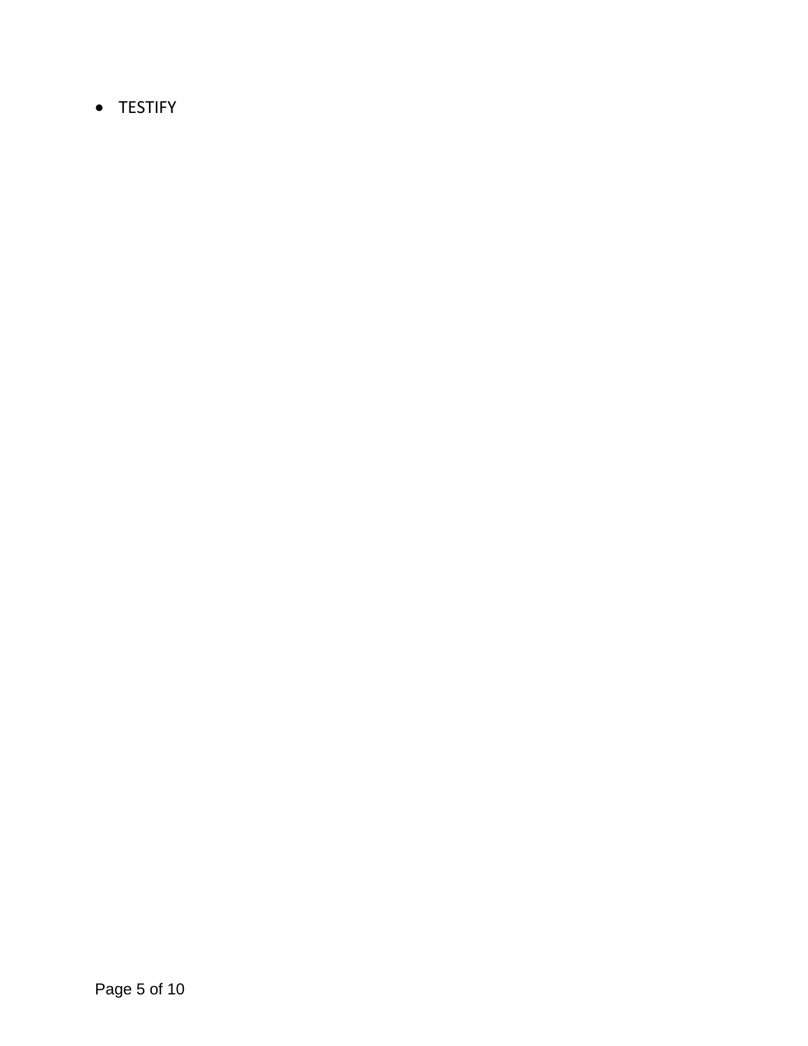- TESTIFY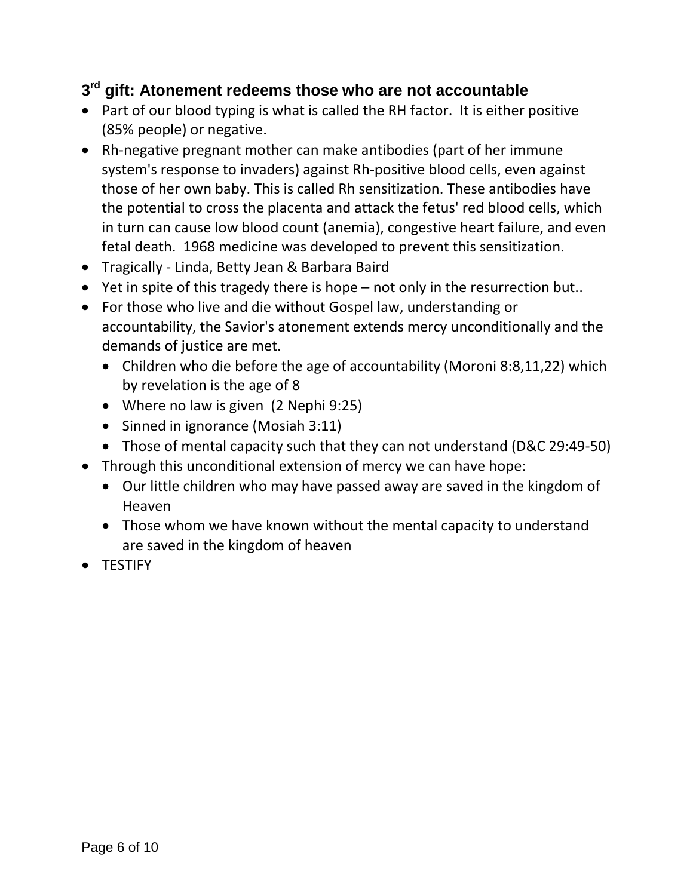## 3rd gift: Atonement redeems those who are not accountable

- Part of our blood typing is what is called the RH factor. It is either positive (85% people) or negative.
- Rh-negative pregnant mother can make antibodies (part of her immune system's response to invaders) against Rh-positive blood cells, even against those of her own baby. This is called Rh sensitization. These antibodies have the potential to cross the placenta and attack the fetus' red blood cells, which in turn can cause low blood count (anemia), congestive heart failure, and even fetal death. 1968 medicine was developed to prevent this sensitization.
- Tragically - Linda, Betty Jean & Barbara Baird
- Yet in spite of this tragedy there is hope – not only in the resurrection but..
- For those who live and die without Gospel law, understanding or accountability, the Savior's atonement extends mercy unconditionally and the demands of justice are met.
  - Children who die before the age of accountability (Moroni 8:8,11,22) which by revelation is the age of 8
  - Where no law is given (2 Nephi 9:25)
  - Sinned in ignorance (Mosiah 3:11)
  - Those of mental capacity such that they can not understand (D&C 29:49-50)
- Through this unconditional extension of mercy we can have hope:
  - Our little children who may have passed away are saved in the kingdom of Heaven
  - Those whom we have known without the mental capacity to understand are saved in the kingdom of heaven
- TESTIFY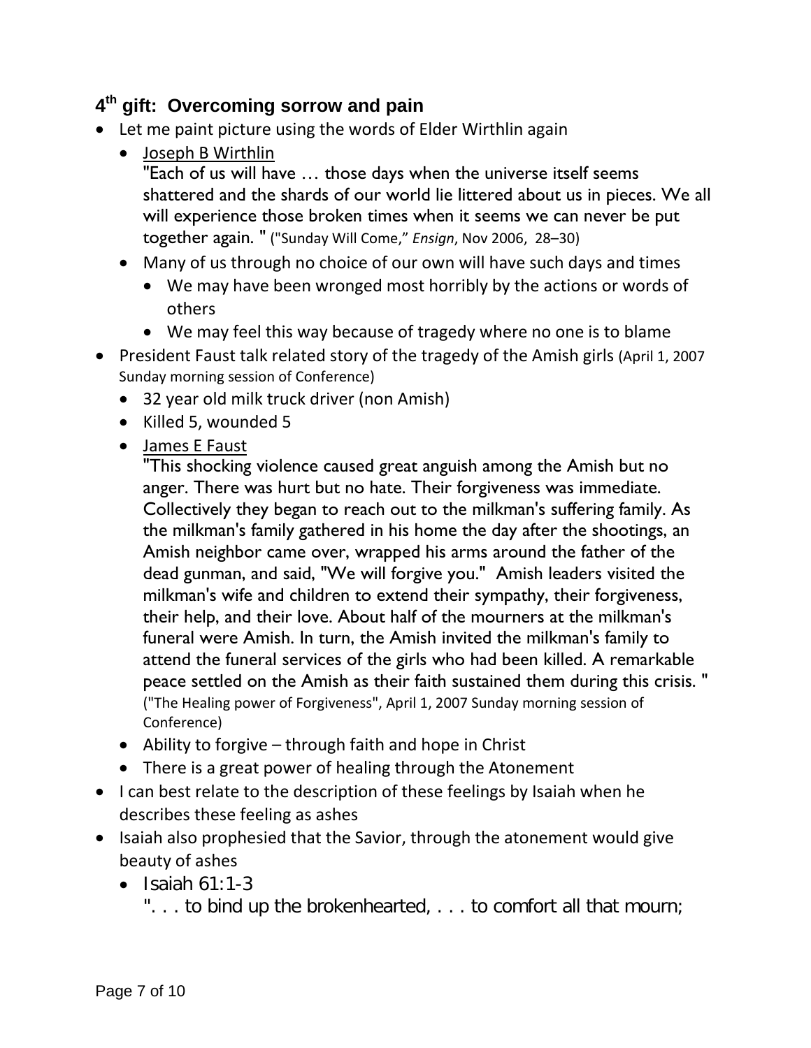### 4th gift: Overcoming sorrow and pain

- Let me paint picture using the words of Elder Wirthlin again
  - Joseph B Wirthlin
    "Each of us will have … those days when the universe itself seems shattered and the shards of our world lie littered about us in pieces. We all will experience those broken times when it seems we can never be put together again. " ("Sunday Will Come," *Ensign*, Nov 2006, 28–30)
  - Many of us through no choice of our own will have such days and times
    - We may have been wronged most horribly by the actions or words of others
    - We may feel this way because of tragedy where no one is to blame
- President Faust talk related story of the tragedy of the Amish girls (April 1, 2007 Sunday morning session of Conference)
  - 32 year old milk truck driver (non Amish)
  - Killed 5, wounded 5
  - James E Faust
    "This shocking violence caused great anguish among the Amish but no anger. There was hurt but no hate. Their forgiveness was immediate. Collectively they began to reach out to the milkman's suffering family. As the milkman's family gathered in his home the day after the shootings, an Amish neighbor came over, wrapped his arms around the father of the dead gunman, and said, "We will forgive you." Amish leaders visited the milkman's wife and children to extend their sympathy, their forgiveness, their help, and their love. About half of the mourners at the milkman's funeral were Amish. In turn, the Amish invited the milkman's family to attend the funeral services of the girls who had been killed. A remarkable peace settled on the Amish as their faith sustained them during this crisis. " ("The Healing power of Forgiveness", April 1, 2007 Sunday morning session of Conference)
  - Ability to forgive – through faith and hope in Christ
  - There is a great power of healing through the Atonement
- I can best relate to the description of these feelings by Isaiah when he describes these feeling as ashes
- Isaiah also prophesied that the Savior, through the atonement would give beauty of ashes
  - Isaiah 61:1-3
    ". . . to bind up the brokenhearted, . . . to comfort all that mourn;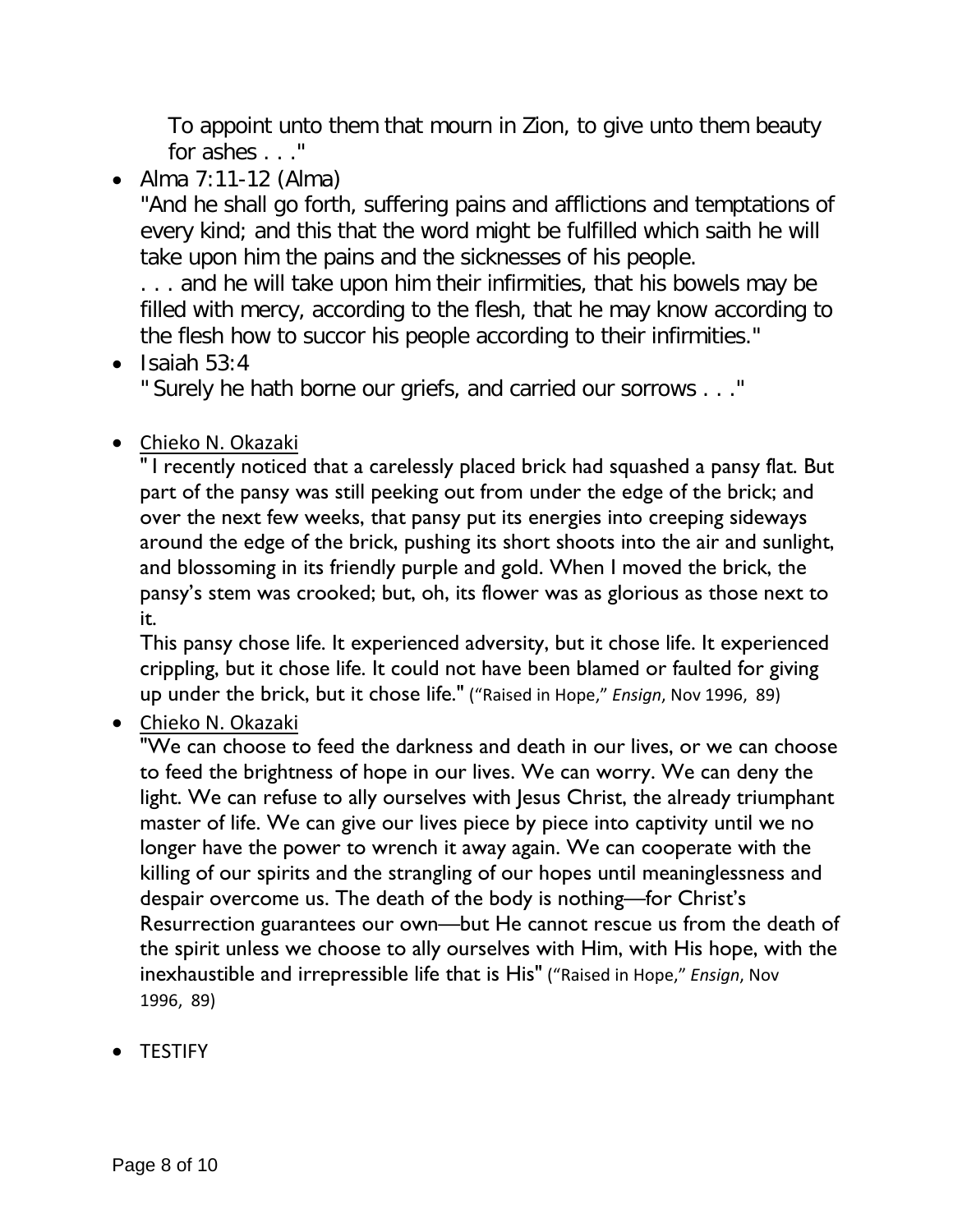To appoint unto them that mourn in Zion, to give unto them beauty for ashes . . ."

- Alma 7:11-12 (Alma)

  "And he shall go forth, suffering pains and afflictions and temptations of every kind; and this that the word might be fulfilled which saith he will take upon him the pains and the sicknesses of his people.

  . . . and he will take upon him their infirmities, that his bowels may be filled with mercy, according to the flesh, that he may know according to the flesh how to succor his people according to their infirmities."

- Isaiah 53:4

  " Surely he hath borne our griefs, and carried our sorrows . . ."

- Chieko N. Okazaki

  " I recently noticed that a carelessly placed brick had squashed a pansy flat. But part of the pansy was still peeking out from under the edge of the brick; and over the next few weeks, that pansy put its energies into creeping sideways around the edge of the brick, pushing its short shoots into the air and sunlight, and blossoming in its friendly purple and gold. When I moved the brick, the pansy's stem was crooked; but, oh, its flower was as glorious as those next to it.

  This pansy chose life. It experienced adversity, but it chose life. It experienced crippling, but it chose life. It could not have been blamed or faulted for giving up under the brick, but it chose life." ("Raised in Hope," *Ensign*, Nov 1996, 89)

- Chieko N. Okazaki

  "We can choose to feed the darkness and death in our lives, or we can choose to feed the brightness of hope in our lives. We can worry. We can deny the light. We can refuse to ally ourselves with Jesus Christ, the already triumphant master of life. We can give our lives piece by piece into captivity until we no longer have the power to wrench it away again. We can cooperate with the killing of our spirits and the strangling of our hopes until meaninglessness and despair overcome us. The death of the body is nothing—for Christ's Resurrection guarantees our own—but He cannot rescue us from the death of the spirit unless we choose to ally ourselves with Him, with His hope, with the inexhaustible and irrepressible life that is His" ("Raised in Hope," *Ensign*, Nov 1996, 89)

- TESTIFY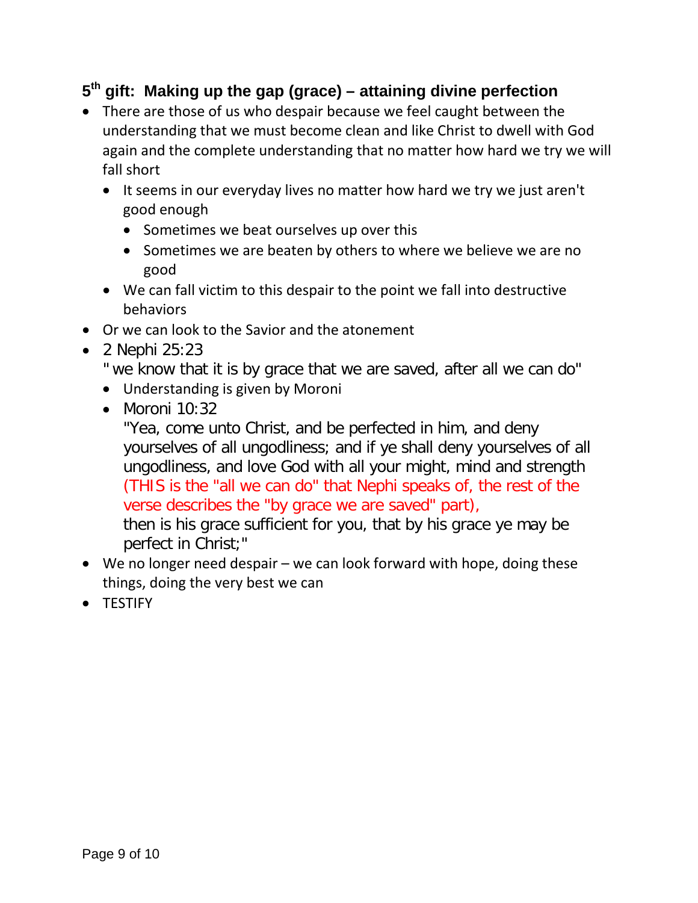### 5th gift: Making up the gap (grace) – attaining divine perfection

- There are those of us who despair because we feel caught between the understanding that we must become clean and like Christ to dwell with God again and the complete understanding that no matter how hard we try we will fall short
  - It seems in our everyday lives no matter how hard we try we just aren't good enough
    - Sometimes we beat ourselves up over this
    - Sometimes we are beaten by others to where we believe we are no good
  - We can fall victim to this despair to the point we fall into destructive behaviors
- Or we can look to the Savior and the atonement
- 2 Nephi 25:23
  " we know that it is by grace that we are saved, after all we can do"
  - Understanding is given by Moroni
  - Moroni 10:32
    "Yea, come unto Christ, and be perfected in him, and deny yourselves of all ungodliness; and if ye shall deny yourselves of all ungodliness, and love God with all your might, mind and strength (THIS is the "all we can do" that Nephi speaks of, the rest of the verse describes the "by grace we are saved" part),
    then is his grace sufficient for you, that by his grace ye may be perfect in Christ;"
- We no longer need despair – we can look forward with hope, doing these things, doing the very best we can
- TESTIFY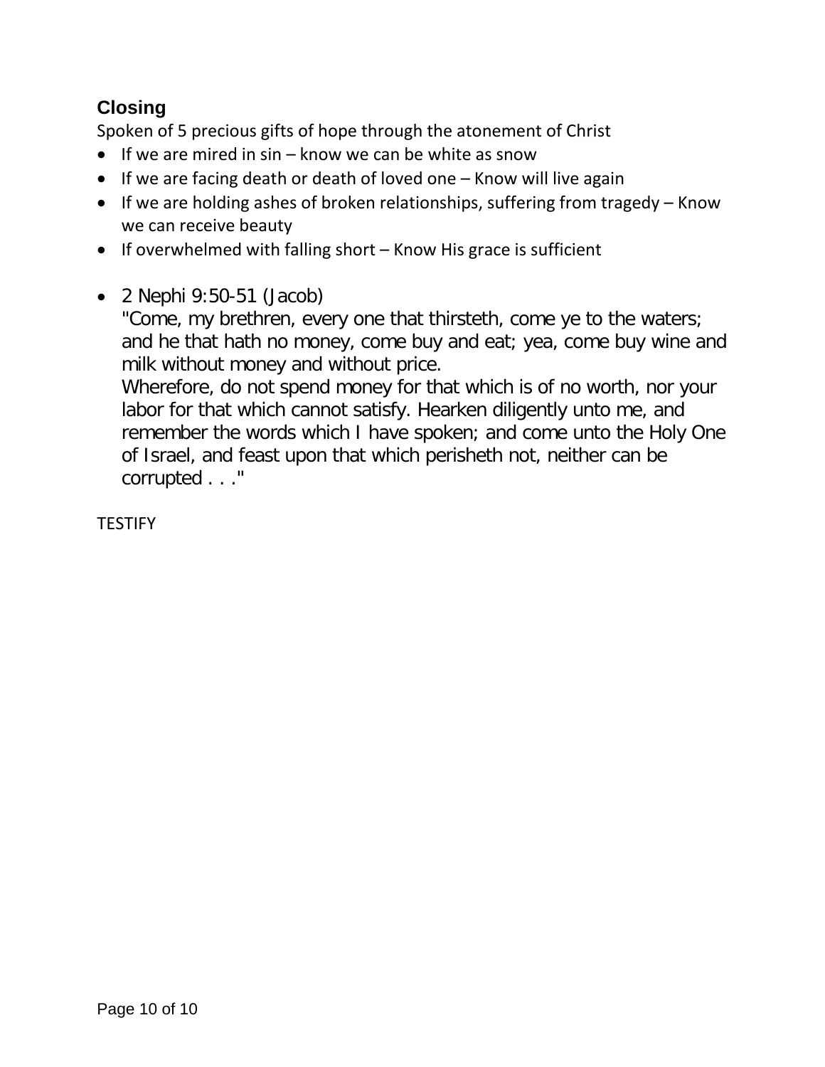## Closing

Spoken of 5 precious gifts of hope through the atonement of Christ

- If we are mired in sin – know we can be white as snow
- If we are facing death or death of loved one – Know will live again
- If we are holding ashes of broken relationships, suffering from tragedy – Know we can receive beauty
- If overwhelmed with falling short – Know His grace is sufficient

- 2 Nephi 9:50-51 (Jacob)
  "Come, my brethren, every one that thirsteth, come ye to the waters; and he that hath no money, come buy and eat; yea, come buy wine and milk without money and without price.
  Wherefore, do not spend money for that which is of no worth, nor your labor for that which cannot satisfy. Hearken diligently unto me, and remember the words which I have spoken; and come unto the Holy One of Israel, and feast upon that which perisheth not, neither can be corrupted . . ."

TESTIFY